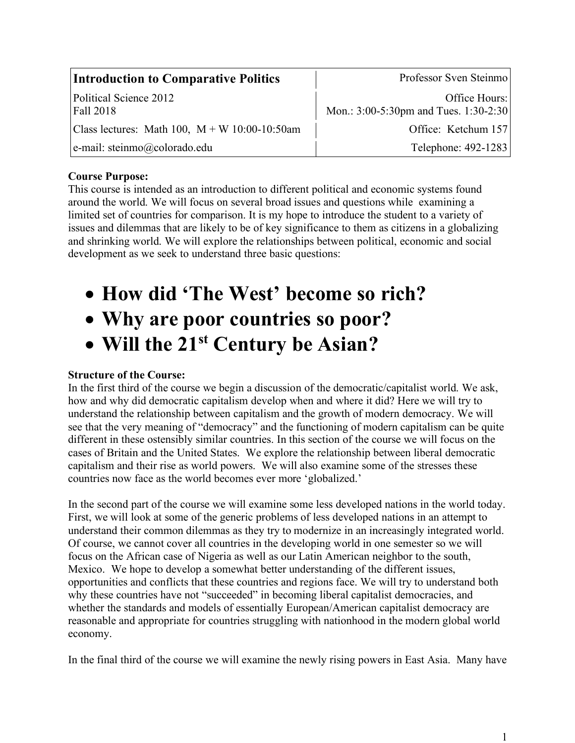| Introduction to Comparative Politics | Professor Sven Steinmo |
| --- | --- |
| Political Science 2012<br>Fall 2018 | Office Hours:<br>Mon.: 3:00-5:30pm and Tues. 1:30-2:30 |
| Class lectures: Math 100, M + W 10:00-10:50am | Office: Ketchum 157 |
| e-mail: steinmo@colorado.edu | Telephone: 492-1283 |

**Course Purpose:**
This course is intended as an introduction to different political and economic systems found around the world. We will focus on several broad issues and questions while examining a limited set of countries for comparison. It is my hope to introduce the student to a variety of issues and dilemmas that are likely to be of key significance to them as citizens in a globalizing and shrinking world. We will explore the relationships between political, economic and social development as we seek to understand three basic questions:

- **How did 'The West' become so rich?**
- **Why are poor countries so poor?**
- **Will the 21st Century be Asian?**

**Structure of the Course:**
In the first third of the course we begin a discussion of the democratic/capitalist world. We ask, how and why did democratic capitalism develop when and where it did? Here we will try to understand the relationship between capitalism and the growth of modern democracy. We will see that the very meaning of "democracy" and the functioning of modern capitalism can be quite different in these ostensibly similar countries. In this section of the course we will focus on the cases of Britain and the United States. We explore the relationship between liberal democratic capitalism and their rise as world powers. We will also examine some of the stresses these countries now face as the world becomes ever more 'globalized.'

In the second part of the course we will examine some less developed nations in the world today. First, we will look at some of the generic problems of less developed nations in an attempt to understand their common dilemmas as they try to modernize in an increasingly integrated world. Of course, we cannot cover all countries in the developing world in one semester so we will focus on the African case of Nigeria as well as our Latin American neighbor to the south, Mexico. We hope to develop a somewhat better understanding of the different issues, opportunities and conflicts that these countries and regions face. We will try to understand both why these countries have not "succeeded" in becoming liberal capitalist democracies, and whether the standards and models of essentially European/American capitalist democracy are reasonable and appropriate for countries struggling with nationhood in the modern global world economy.

In the final third of the course we will examine the newly rising powers in East Asia. Many have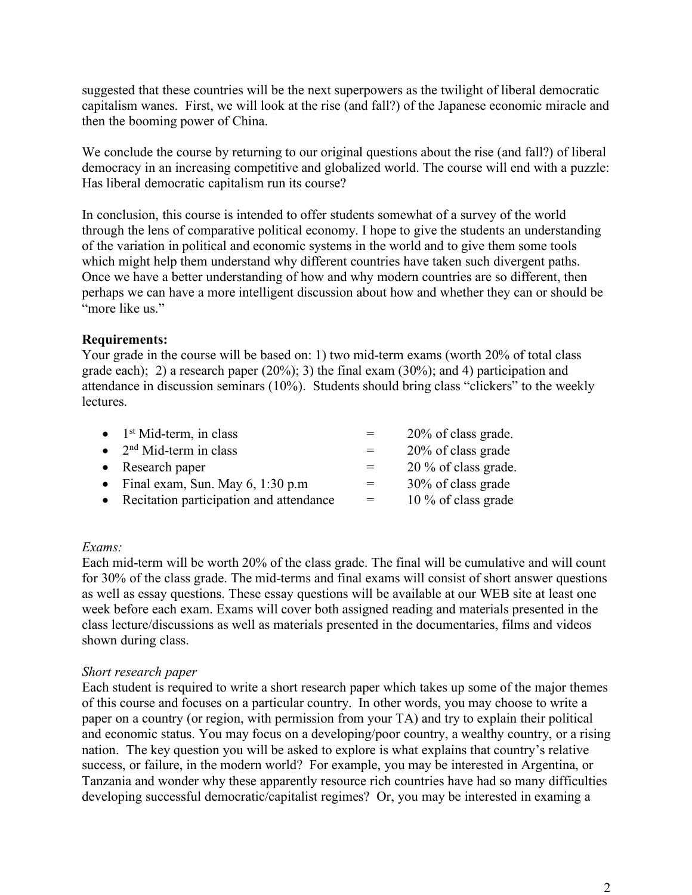suggested that these countries will be the next superpowers as the twilight of liberal democratic capitalism wanes. First, we will look at the rise (and fall?) of the Japanese economic miracle and then the booming power of China.

We conclude the course by returning to our original questions about the rise (and fall?) of liberal democracy in an increasing competitive and globalized world. The course will end with a puzzle: Has liberal democratic capitalism run its course?

In conclusion, this course is intended to offer students somewhat of a survey of the world through the lens of comparative political economy. I hope to give the students an understanding of the variation in political and economic systems in the world and to give them some tools which might help them understand why different countries have taken such divergent paths. Once we have a better understanding of how and why modern countries are so different, then perhaps we can have a more intelligent discussion about how and whether they can or should be "more like us."

**Requirements:**

Your grade in the course will be based on: 1) two mid-term exams (worth 20% of total class grade each); 2) a research paper (20%); 3) the final exam (30%); and 4) participation and attendance in discussion seminars (10%). Students should bring class "clickers" to the weekly lectures.

- 1st Mid-term, in class = 20% of class grade.
- 2nd Mid-term in class = 20% of class grade
- Research paper = 20 % of class grade.
- Final exam, Sun. May 6, 1:30 p.m = 30% of class grade
- Recitation participation and attendance = 10 % of class grade

*Exams:*

Each mid-term will be worth 20% of the class grade. The final will be cumulative and will count for 30% of the class grade. The mid-terms and final exams will consist of short answer questions as well as essay questions. These essay questions will be available at our WEB site at least one week before each exam. Exams will cover both assigned reading and materials presented in the class lecture/discussions as well as materials presented in the documentaries, films and videos shown during class.

*Short research paper*

Each student is required to write a short research paper which takes up some of the major themes of this course and focuses on a particular country. In other words, you may choose to write a paper on a country (or region, with permission from your TA) and try to explain their political and economic status. You may focus on a developing/poor country, a wealthy country, or a rising nation. The key question you will be asked to explore is what explains that country's relative success, or failure, in the modern world? For example, you may be interested in Argentina, or Tanzania and wonder why these apparently resource rich countries have had so many difficulties developing successful democratic/capitalist regimes? Or, you may be interested in examing a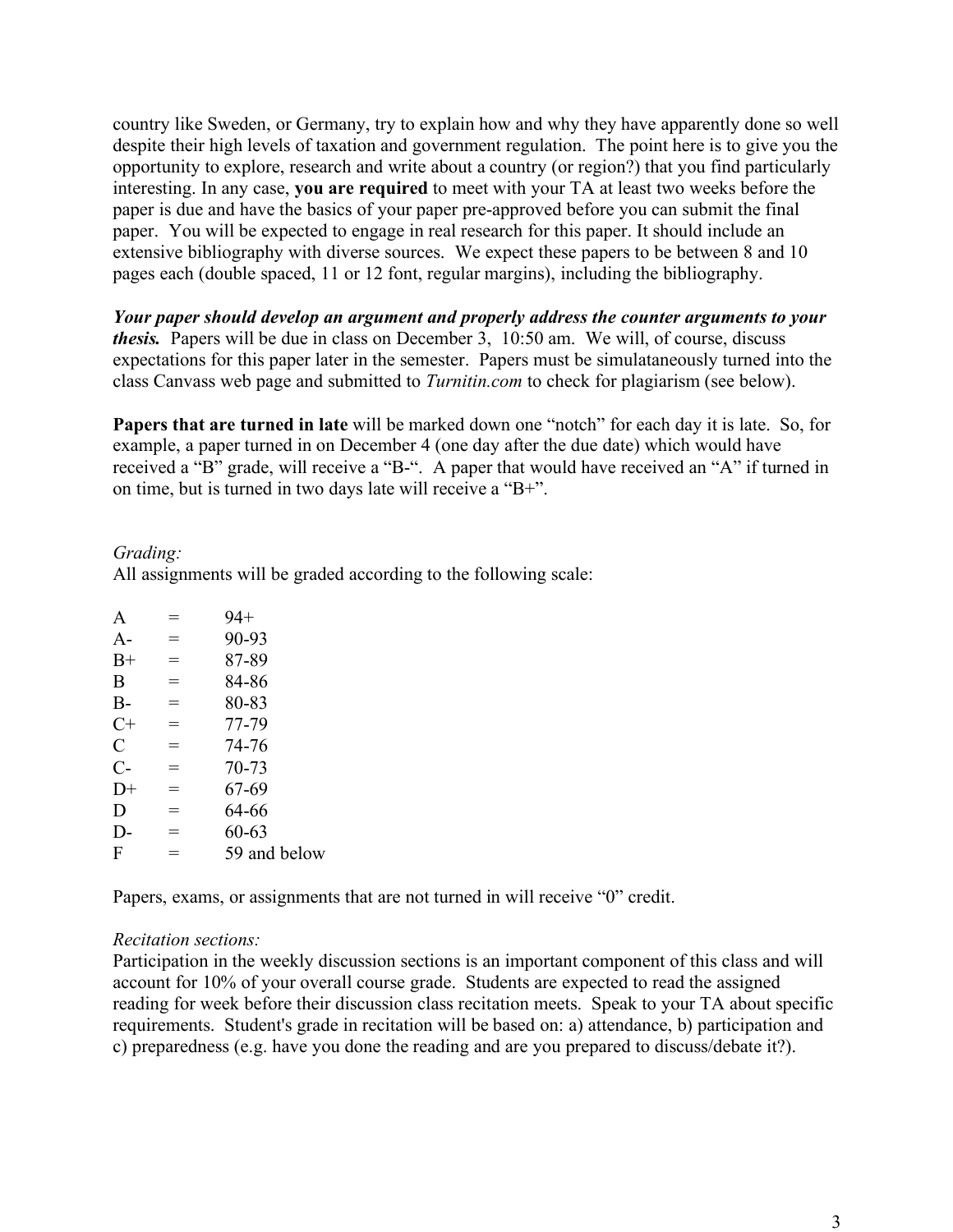country like Sweden, or Germany, try to explain how and why they have apparently done so well despite their high levels of taxation and government regulation. The point here is to give you the opportunity to explore, research and write about a country (or region?) that you find particularly interesting. In any case, **you are required** to meet with your TA at least two weeks before the paper is due and have the basics of your paper pre-approved before you can submit the final paper. You will be expected to engage in real research for this paper. It should include an extensive bibliography with diverse sources. We expect these papers to be between 8 and 10 pages each (double spaced, 11 or 12 font, regular margins), including the bibliography.

***Your paper should develop an argument and properly address the counter arguments to your thesis.*** Papers will be due in class on December 3, 10:50 am. We will, of course, discuss expectations for this paper later in the semester. Papers must be simulataneously turned into the class Canvass web page and submitted to *Turnitin.com* to check for plagiarism (see below).

**Papers that are turned in late** will be marked down one "notch" for each day it is late. So, for example, a paper turned in on December 4 (one day after the due date) which would have received a "B" grade, will receive a "B-". A paper that would have received an "A" if turned in on time, but is turned in two days late will receive a "B+".

*Grading:*

All assignments will be graded according to the following scale:

| | | |
|---|---|---|
| A | = | 94+ |
| A- | = | 90-93 |
| B+ | = | 87-89 |
| B | = | 84-86 |
| B- | = | 80-83 |
| C+ | = | 77-79 |
| C | = | 74-76 |
| C- | = | 70-73 |
| D+ | = | 67-69 |
| D | = | 64-66 |
| D- | = | 60-63 |
| F | = | 59 and below |

Papers, exams, or assignments that are not turned in will receive "0" credit.

*Recitation sections:*

Participation in the weekly discussion sections is an important component of this class and will account for 10% of your overall course grade. Students are expected to read the assigned reading for week before their discussion class recitation meets. Speak to your TA about specific requirements. Student's grade in recitation will be based on: a) attendance, b) participation and c) preparedness (e.g. have you done the reading and are you prepared to discuss/debate it?).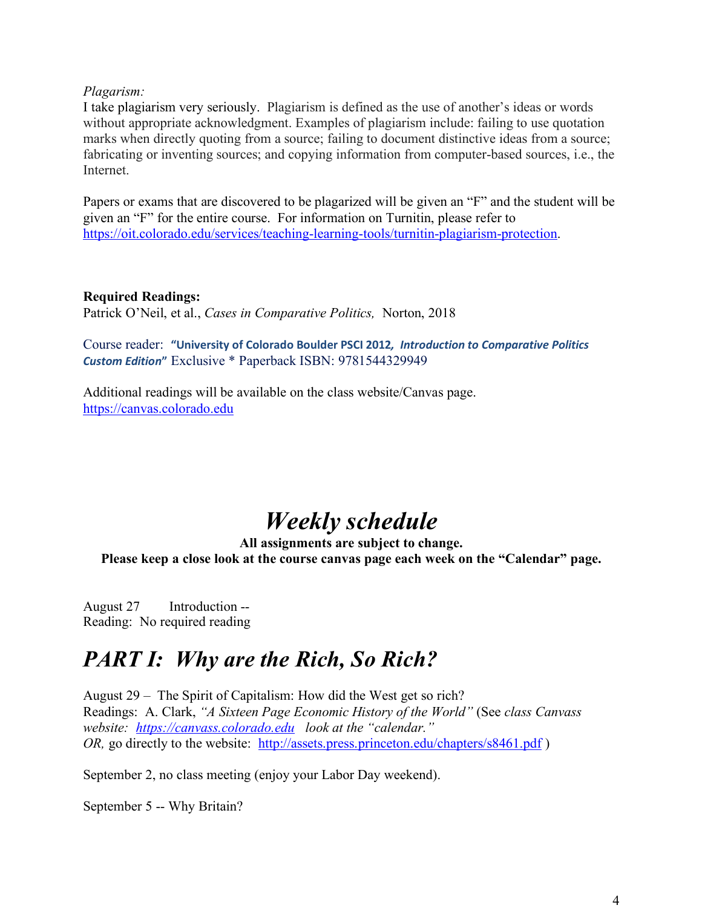*Plagarism:*

I take plagiarism very seriously. Plagiarism is defined as the use of another's ideas or words without appropriate acknowledgment. Examples of plagiarism include: failing to use quotation marks when directly quoting from a source; failing to document distinctive ideas from a source; fabricating or inventing sources; and copying information from computer-based sources, i.e., the Internet.

Papers or exams that are discovered to be plagarized will be given an "F" and the student will be given an "F" for the entire course. For information on Turnitin, please refer to https://oit.colorado.edu/services/teaching-learning-tools/turnitin-plagiarism-protection.

**Required Readings:**

Patrick O'Neil, et al., *Cases in Comparative Politics,* Norton, 2018

Course reader: **"University of Colorado Boulder PSCI 2012*, Introduction to Comparative Politics Custom Edition*"** Exclusive * Paperback ISBN: 9781544329949

Additional readings will be available on the class website/Canvas page.
https://canvas.colorado.edu

# *Weekly schedule*

**All assignments are subject to change.**
**Please keep a close look at the course canvas page each week on the "Calendar" page.**

August 27 Introduction --
Reading: No required reading

## *PART I: Why are the Rich, So Rich?*

August 29 – The Spirit of Capitalism: How did the West get so rich?
Readings: A. Clark, *"A Sixteen Page Economic History of the World"* (See *class Canvass website: https://canvass.colorado.edu look at the "calendar."*
*OR,* go directly to the website: http://assets.press.princeton.edu/chapters/s8461.pdf )

September 2, no class meeting (enjoy your Labor Day weekend).

September 5 -- Why Britain?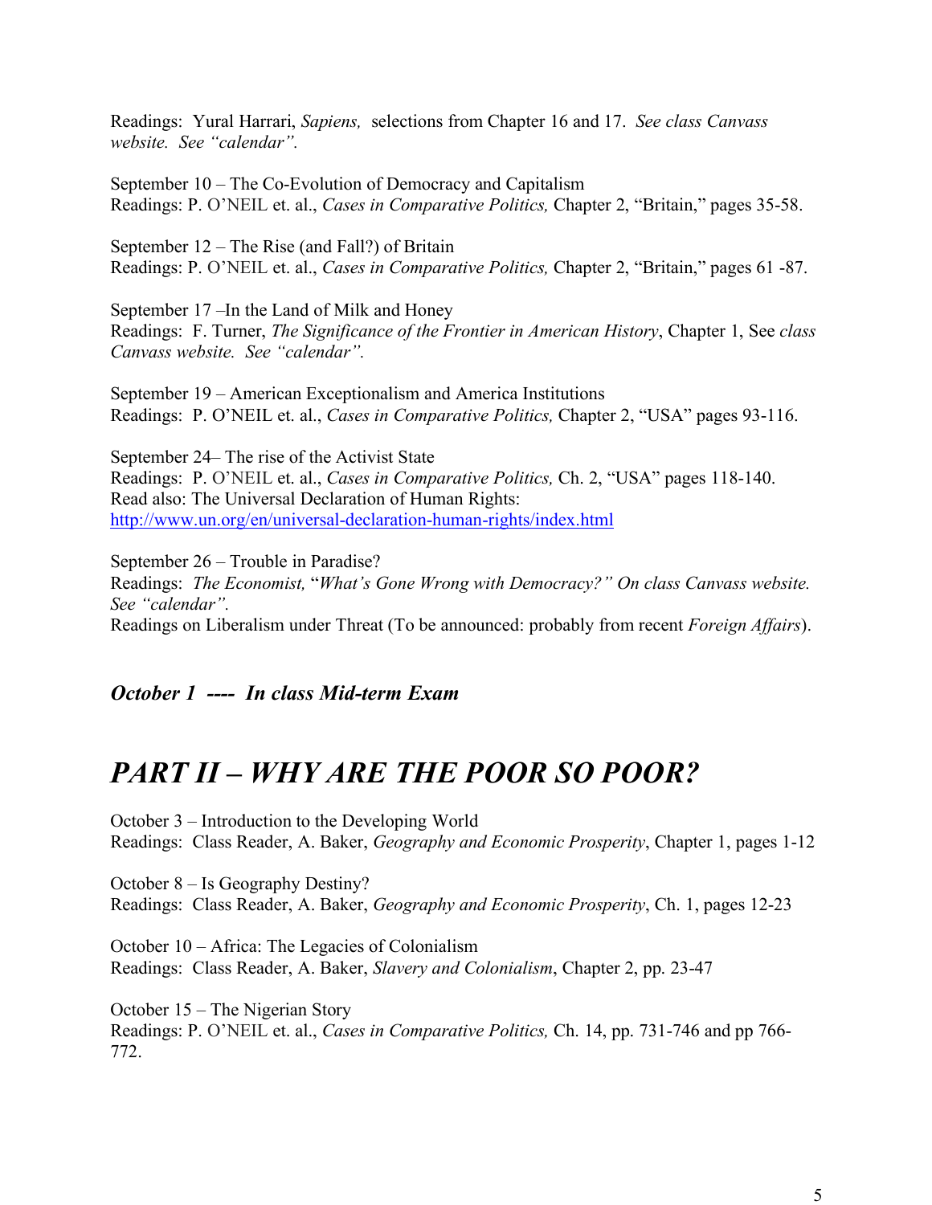Readings: Yural Harrari, *Sapiens,* selections from Chapter 16 and 17. *See class Canvass website. See "calendar".*

September 10 – The Co-Evolution of Democracy and Capitalism
Readings: P. O'NEIL et. al., *Cases in Comparative Politics,* Chapter 2, "Britain," pages 35-58.

September 12 – The Rise (and Fall?) of Britain
Readings: P. O'NEIL et. al., *Cases in Comparative Politics,* Chapter 2, "Britain," pages 61 -87.

September 17 –In the Land of Milk and Honey
Readings: F. Turner, *The Significance of the Frontier in American History*, Chapter 1, See *class Canvass website. See "calendar".*

September 19 – American Exceptionalism and America Institutions
Readings: P. O'NEIL et. al., *Cases in Comparative Politics,* Chapter 2, "USA" pages 93-116.

September 24– The rise of the Activist State
Readings: P. O'NEIL et. al., *Cases in Comparative Politics,* Ch. 2, "USA" pages 118-140.
Read also: The Universal Declaration of Human Rights:
[http://www.un.org/en/universal-declaration-human-rights/index.html](http://www.un.org/en/universal-declaration-human-rights/index.html)

September 26 – Trouble in Paradise?
Readings: *The Economist,* "*What's Gone Wrong with Democracy?" On class Canvass website. See "calendar".*
Readings on Liberalism under Threat (To be announced: probably from recent *Foreign Affairs*).

***October 1 ---- In class Mid-term Exam***

# *PART II – WHY ARE THE POOR SO POOR?*

October 3 – Introduction to the Developing World
Readings: Class Reader, A. Baker, *Geography and Economic Prosperity*, Chapter 1, pages 1-12

October 8 – Is Geography Destiny?
Readings: Class Reader, A. Baker, *Geography and Economic Prosperity*, Ch. 1, pages 12-23

October 10 – Africa: The Legacies of Colonialism
Readings: Class Reader, A. Baker, *Slavery and Colonialism*, Chapter 2, pp. 23-47

October 15 – The Nigerian Story
Readings: P. O'NEIL et. al., *Cases in Comparative Politics,* Ch. 14, pp. 731-746 and pp 766-772.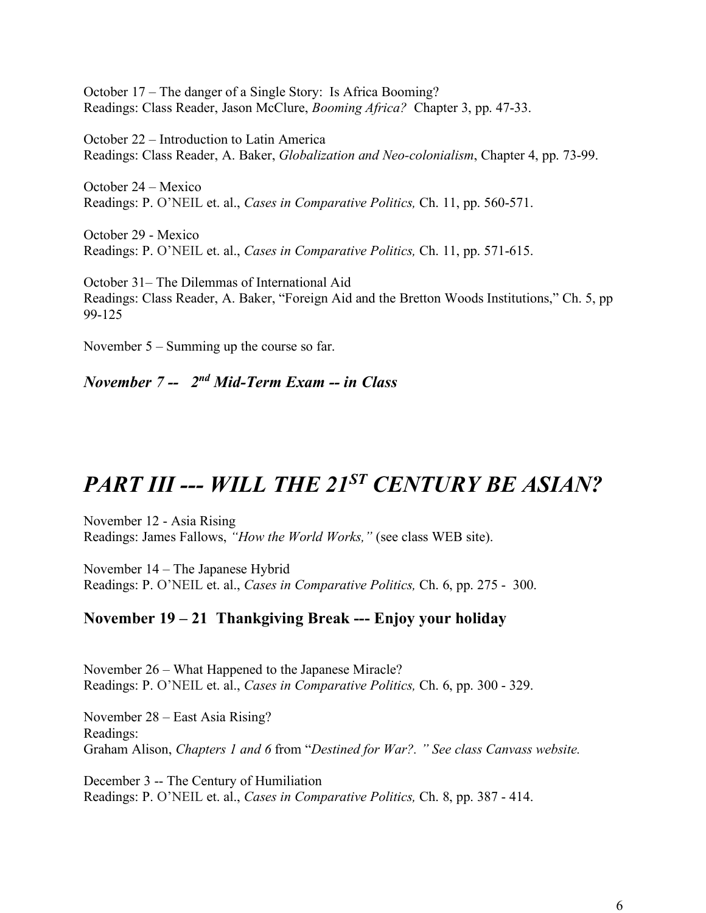October 17 – The danger of a Single Story: Is Africa Booming?
Readings: Class Reader, Jason McClure, *Booming Africa?* Chapter 3, pp. 47-33.

October 22 – Introduction to Latin America
Readings: Class Reader, A. Baker, *Globalization and Neo-colonialism*, Chapter 4, pp. 73-99.

October 24 – Mexico
Readings: P. O'NEIL et. al., *Cases in Comparative Politics,* Ch. 11, pp. 560-571.

October 29 - Mexico
Readings: P. O'NEIL et. al., *Cases in Comparative Politics,* Ch. 11, pp. 571-615.

October 31– The Dilemmas of International Aid
Readings: Class Reader, A. Baker, "Foreign Aid and the Bretton Woods Institutions," Ch. 5, pp 99-125

November 5 – Summing up the course so far.

***November 7 -- 2nd Mid-Term Exam -- in Class***

# *PART III --- WILL THE 21ST CENTURY BE ASIAN?*

November 12 - Asia Rising
Readings: James Fallows, *"How the World Works,"* (see class WEB site).

November 14 – The Japanese Hybrid
Readings: P. O'NEIL et. al., *Cases in Comparative Politics,* Ch. 6, pp. 275 - 300.

### November 19 – 21 Thankgiving Break --- Enjoy your holiday

November 26 – What Happened to the Japanese Miracle?
Readings: P. O'NEIL et. al., *Cases in Comparative Politics,* Ch. 6, pp. 300 - 329.

November 28 – East Asia Rising?
Readings:
Graham Alison, *Chapters 1 and 6* from "*Destined for War?. " See class Canvass website.*

December 3 -- The Century of Humiliation
Readings: P. O'NEIL et. al., *Cases in Comparative Politics,* Ch. 8, pp. 387 - 414.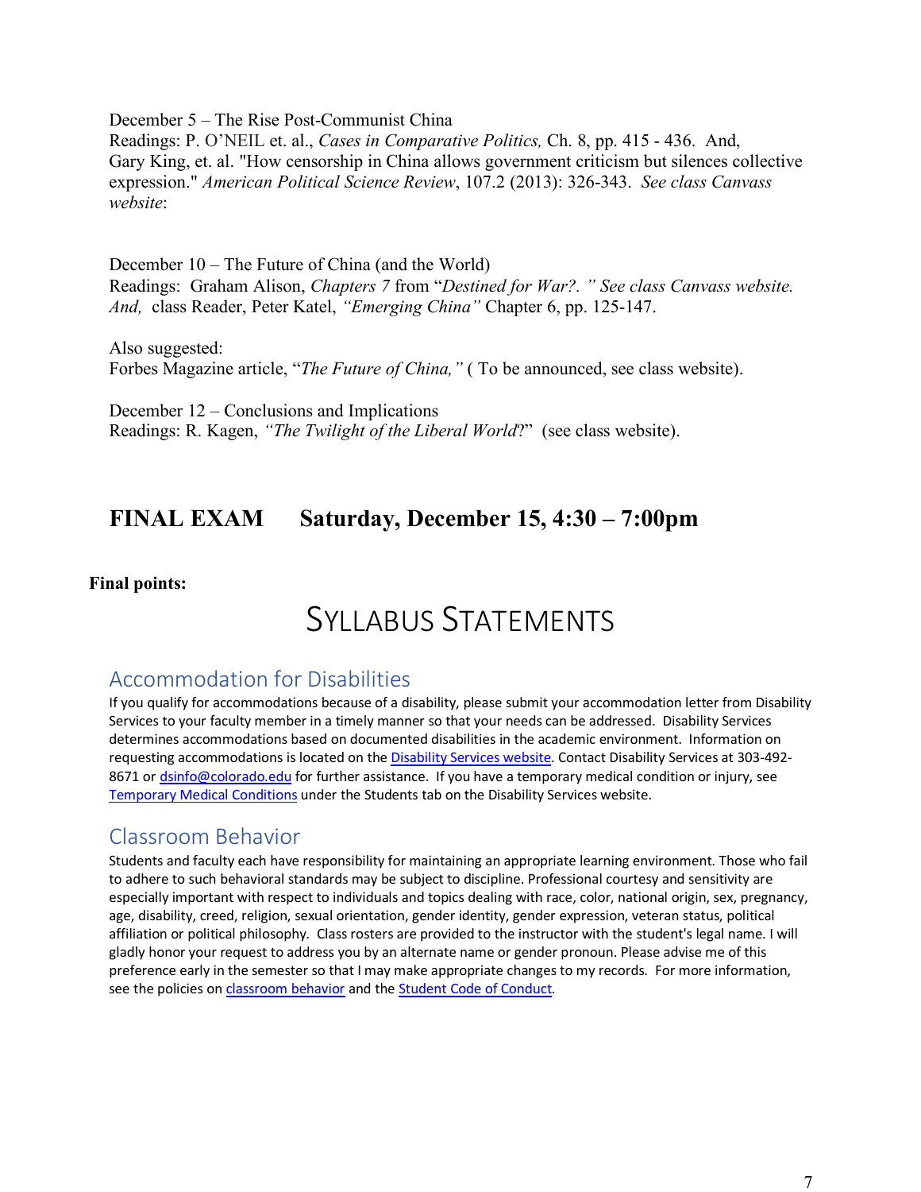December 5 – The Rise Post-Communist China
Readings: P. O'NEIL et. al., *Cases in Comparative Politics,* Ch. 8, pp. 415 - 436. And, Gary King, et. al. "How censorship in China allows government criticism but silences collective expression." *American Political Science Review*, 107.2 (2013): 326-343. *See class Canvass website*:

December 10 – The Future of China (and the World)
Readings: Graham Alison, *Chapters 7* from "*Destined for War?. " See class Canvass website. And,* class Reader, Peter Katel, *"Emerging China"* Chapter 6, pp. 125-147.

Also suggested:
Forbes Magazine article, "*The Future of China,"* ( To be announced, see class website).

December 12 – Conclusions and Implications
Readings: R. Kagen, *"The Twilight of the Liberal World*?" (see class website).

## FINAL EXAM Saturday, December 15, 4:30 – 7:00pm

**Final points:**

# Syllabus Statements

## Accommodation for Disabilities

If you qualify for accommodations because of a disability, please submit your accommodation letter from Disability Services to your faculty member in a timely manner so that your needs can be addressed. Disability Services determines accommodations based on documented disabilities in the academic environment. Information on requesting accommodations is located on the Disability Services website. Contact Disability Services at 303-492-8671 or dsinfo@colorado.edu for further assistance. If you have a temporary medical condition or injury, see Temporary Medical Conditions under the Students tab on the Disability Services website.

## Classroom Behavior

Students and faculty each have responsibility for maintaining an appropriate learning environment. Those who fail to adhere to such behavioral standards may be subject to discipline. Professional courtesy and sensitivity are especially important with respect to individuals and topics dealing with race, color, national origin, sex, pregnancy, age, disability, creed, religion, sexual orientation, gender identity, gender expression, veteran status, political affiliation or political philosophy. Class rosters are provided to the instructor with the student's legal name. I will gladly honor your request to address you by an alternate name or gender pronoun. Please advise me of this preference early in the semester so that I may make appropriate changes to my records. For more information, see the policies on classroom behavior and the Student Code of Conduct.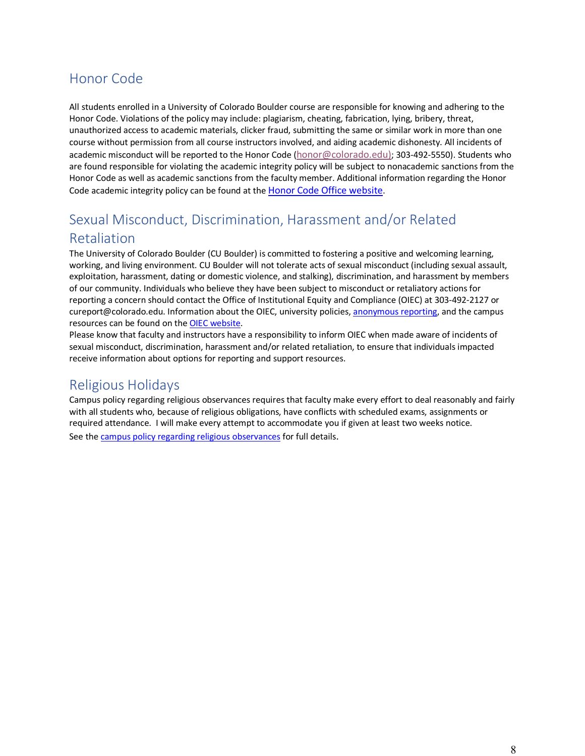## Honor Code

All students enrolled in a University of Colorado Boulder course are responsible for knowing and adhering to the Honor Code. Violations of the policy may include: plagiarism, cheating, fabrication, lying, bribery, threat, unauthorized access to academic materials, clicker fraud, submitting the same or similar work in more than one course without permission from all course instructors involved, and aiding academic dishonesty. All incidents of academic misconduct will be reported to the Honor Code (honor@colorado.edu); 303-492-5550). Students who are found responsible for violating the academic integrity policy will be subject to nonacademic sanctions from the Honor Code as well as academic sanctions from the faculty member. Additional information regarding the Honor Code academic integrity policy can be found at the Honor Code Office website.

## Sexual Misconduct, Discrimination, Harassment and/or Related Retaliation

The University of Colorado Boulder (CU Boulder) is committed to fostering a positive and welcoming learning, working, and living environment. CU Boulder will not tolerate acts of sexual misconduct (including sexual assault, exploitation, harassment, dating or domestic violence, and stalking), discrimination, and harassment by members of our community. Individuals who believe they have been subject to misconduct or retaliatory actions for reporting a concern should contact the Office of Institutional Equity and Compliance (OIEC) at 303-492-2127 or cureport@colorado.edu. Information about the OIEC, university policies, anonymous reporting, and the campus resources can be found on the OIEC website.

Please know that faculty and instructors have a responsibility to inform OIEC when made aware of incidents of sexual misconduct, discrimination, harassment and/or related retaliation, to ensure that individuals impacted receive information about options for reporting and support resources.

## Religious Holidays

Campus policy regarding religious observances requires that faculty make every effort to deal reasonably and fairly with all students who, because of religious obligations, have conflicts with scheduled exams, assignments or required attendance. I will make every attempt to accommodate you if given at least two weeks notice.

See the campus policy regarding religious observances for full details.